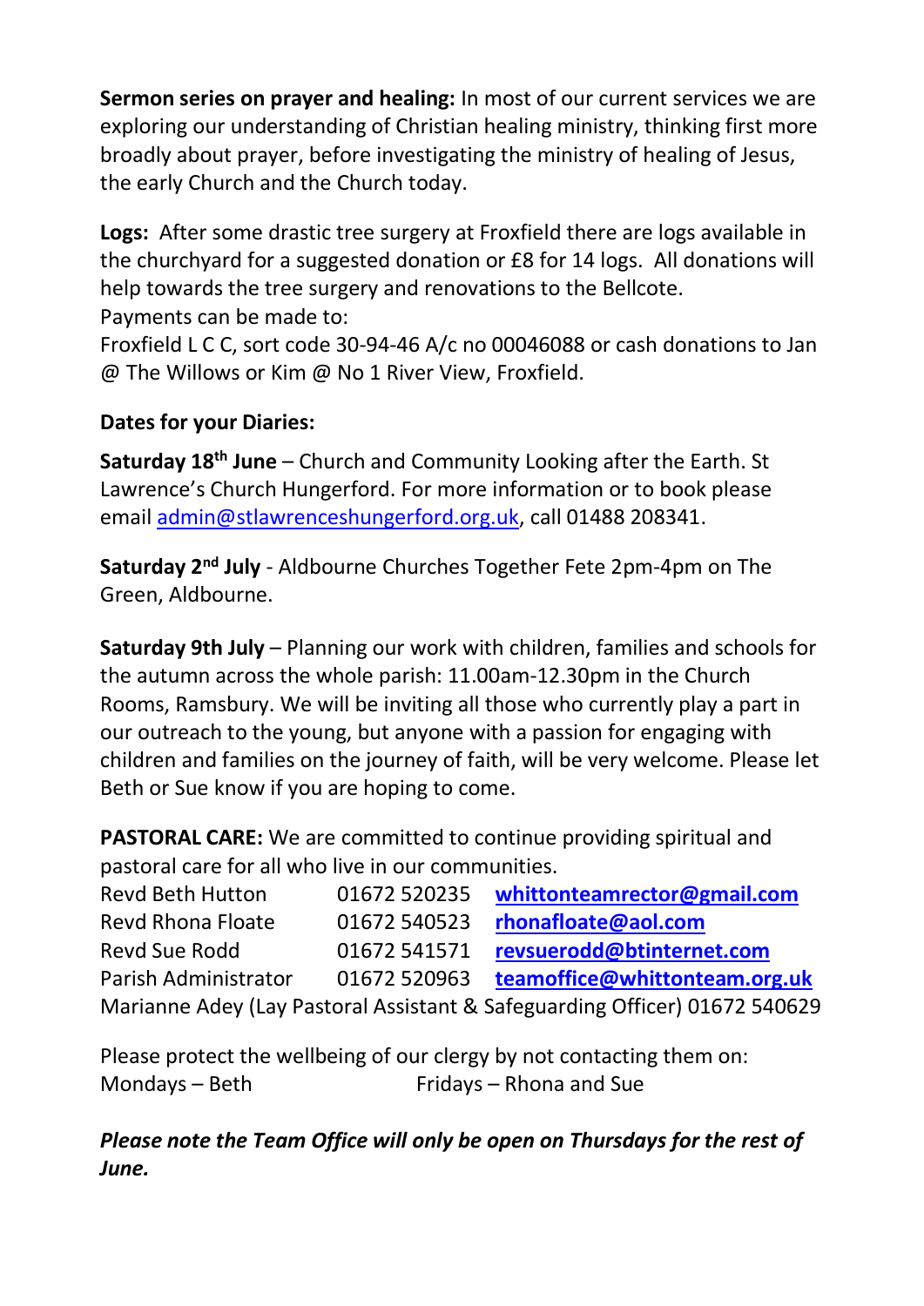**Sermon series on prayer and healing:** In most of our current services we are exploring our understanding of Christian healing ministry, thinking first more broadly about prayer, before investigating the ministry of healing of Jesus, the early Church and the Church today.

**Logs:** After some drastic tree surgery at Froxfield there are logs available in the churchyard for a suggested donation or £8 for 14 logs. All donations will help towards the tree surgery and renovations to the Bellcote.
Payments can be made to:
Froxfield L C C, sort code 30-94-46 A/c no 00046088 or cash donations to Jan @ The Willows or Kim @ No 1 River View, Froxfield.

**Dates for your Diaries:**

**Saturday 18th June** – Church and Community Looking after the Earth. St Lawrence's Church Hungerford. For more information or to book please email admin@stlawrenceshungerford.org.uk, call 01488 208341.

**Saturday 2nd July** - Aldbourne Churches Together Fete 2pm-4pm on The Green, Aldbourne.

**Saturday 9th July** – Planning our work with children, families and schools for the autumn across the whole parish: 11.00am-12.30pm in the Church Rooms, Ramsbury. We will be inviting all those who currently play a part in our outreach to the young, but anyone with a passion for engaging with children and families on the journey of faith, will be very welcome. Please let Beth or Sue know if you are hoping to come.

**PASTORAL CARE:** We are committed to continue providing spiritual and pastoral care for all who live in our communities.

| | | |
|---|---|---|
| Revd Beth Hutton | 01672 520235 | **whittonteamrector@gmail.com** |
| Revd Rhona Floate | 01672 540523 | **rhonafloate@aol.com** |
| Revd Sue Rodd | 01672 541571 | **revsuerodd@btinternet.com** |
| Parish Administrator | 01672 520963 | **teamoffice@whittonteam.org.uk** |

Marianne Adey (Lay Pastoral Assistant & Safeguarding Officer) 01672 540629

Please protect the wellbeing of our clergy by not contacting them on:
Mondays – Beth Fridays – Rhona and Sue

***Please note the Team Office will only be open on Thursdays for the rest of June.***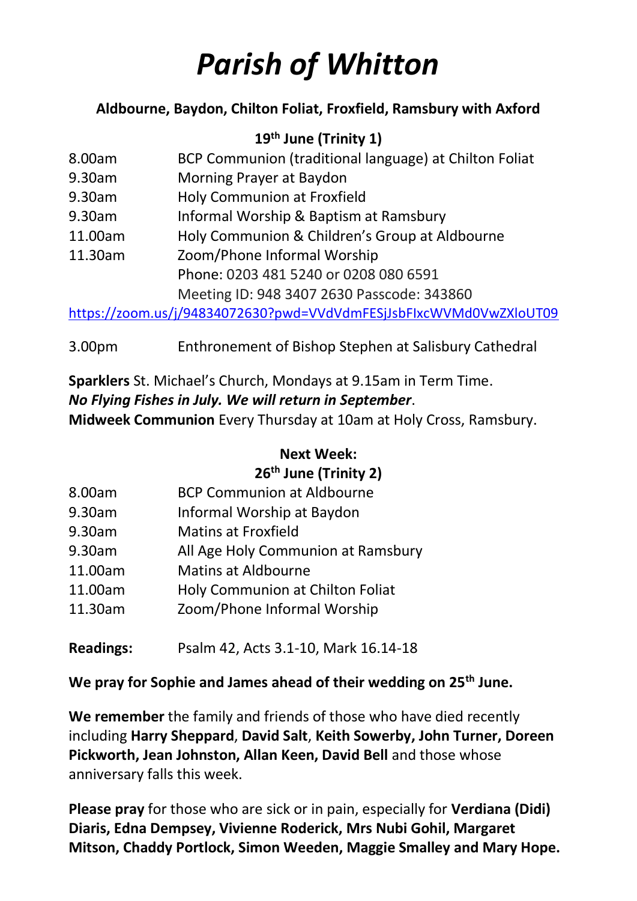# *Parish of Whitton*

**Aldbourne, Baydon, Chilton Foliat, Froxfield, Ramsbury with Axford**

**19th June (Trinity 1)**

| | |
|---|---|
| 8.00am | BCP Communion (traditional language) at Chilton Foliat |
| 9.30am | Morning Prayer at Baydon |
| 9.30am | Holy Communion at Froxfield |
| 9.30am | Informal Worship & Baptism at Ramsbury |
| 11.00am | Holy Communion & Children's Group at Aldbourne |
| 11.30am | Zoom/Phone Informal Worship |
| | Phone: 0203 481 5240 or 0208 080 6591 |
| | Meeting ID: 948 3407 2630 Passcode: 343860 |

https://zoom.us/j/94834072630?pwd=VVdVdmFESjJsbFIxcWVMd0VwZXloUT09

| | |
|---|---|
| 3.00pm | Enthronement of Bishop Stephen at Salisbury Cathedral |

**Sparklers** St. Michael's Church, Mondays at 9.15am in Term Time.
***No Flying Fishes in July. We will return in September***.
**Midweek Communion** Every Thursday at 10am at Holy Cross, Ramsbury.

**Next Week:**
**26th June (Trinity 2)**

| | |
|---|---|
| 8.00am | BCP Communion at Aldbourne |
| 9.30am | Informal Worship at Baydon |
| 9.30am | Matins at Froxfield |
| 9.30am | All Age Holy Communion at Ramsbury |
| 11.00am | Matins at Aldbourne |
| 11.00am | Holy Communion at Chilton Foliat |
| 11.30am | Zoom/Phone Informal Worship |

**Readings:** Psalm 42, Acts 3.1-10, Mark 16.14-18

**We pray for Sophie and James ahead of their wedding on 25th June.**

**We remember** the family and friends of those who have died recently including **Harry Sheppard**, **David Salt**, **Keith Sowerby, John Turner, Doreen Pickworth, Jean Johnston, Allan Keen, David Bell** and those whose anniversary falls this week.

**Please pray** for those who are sick or in pain, especially for **Verdiana (Didi) Diaris, Edna Dempsey, Vivienne Roderick, Mrs Nubi Gohil, Margaret Mitson, Chaddy Portlock, Simon Weeden, Maggie Smalley and Mary Hope.**